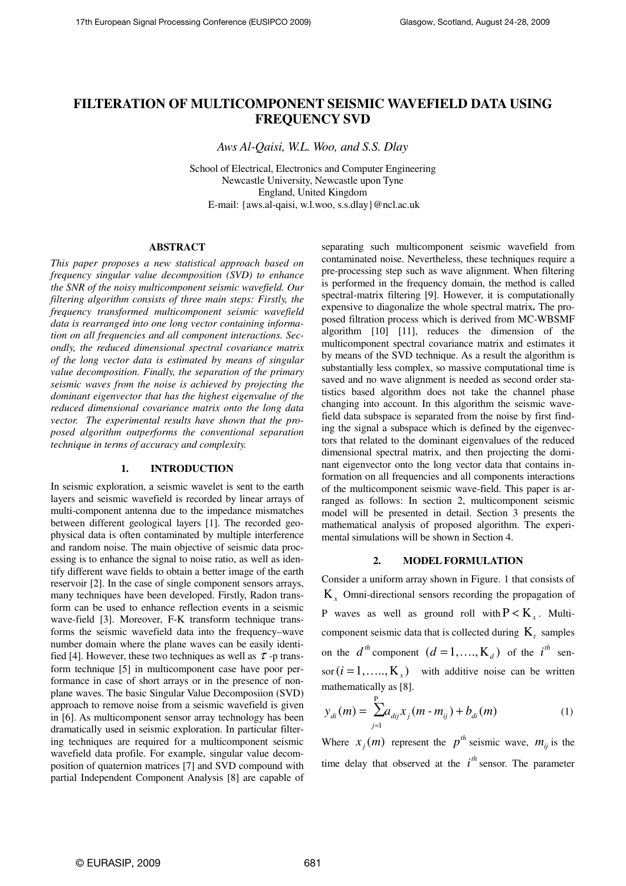# FILTERATION OF MULTICOMPONENT SEISMIC WAVEFIELD DATA USING FREQUENCY SVD

*Aws Al-Qaisi, W.L. Woo, and S.S. Dlay*

School of Electrical, Electronics and Computer Engineering
Newcastle University, Newcastle upon Tyne
England, United Kingdom
E-mail: {aws.al-qaisi, w.l.woo, s.s.dlay}@ncl.ac.uk

## ABSTRACT

*This paper proposes a new statistical approach based on frequency singular value decomposition (SVD) to enhance the SNR of the noisy multicomponent seismic wavefield. Our filtering algorithm consists of three main steps: Firstly, the frequency transformed multicomponent seismic wavefield data is rearranged into one long vector containing information on all frequencies and all component interactions. Secondly, the reduced dimensional spectral covariance matrix of the long vector data is estimated by means of singular value decomposition. Finally, the separation of the primary seismic waves from the noise is achieved by projecting the dominant eigenvector that has the highest eigenvalue of the reduced dimensional covariance matrix onto the long data vector. The experimental results have shown that the proposed algorithm outperforms the conventional separation technique in terms of accuracy and complexity.*

## 1. INTRODUCTION

In seismic exploration, a seismic wavelet is sent to the earth layers and seismic wavefield is recorded by linear arrays of multi-component antenna due to the impedance mismatches between different geological layers [1]. The recorded geophysical data is often contaminated by multiple interference and random noise. The main objective of seismic data processing is to enhance the signal to noise ratio, as well as identify different wave fields to obtain a better image of the earth reservoir [2]. In the case of single component sensors arrays, many techniques have been developed. Firstly, Radon transform can be used to enhance reflection events in a seismic wave-field [3]. Moreover, F-K transform technique transforms the seismic wavefield data into the frequency–wave number domain where the plane waves can be easily identified [4]. However, these two techniques as well as $\tau$ -p transform technique [5] in multicomponent case have poor performance in case of short arrays or in the presence of non-plane waves. The basic Singular Value Decomposiion (SVD) approach to remove noise from a seismic wavefield is given in [6]. As multicomponent sensor array technology has been dramatically used in seismic exploration. In particular filtering techniques are required for a multicomponent seismic wavefield data profile. For example, singular value decomposition of quaternion matrices [7] and SVD compound with partial Independent Component Analysis [8] are capable of separating such multicomponent seismic wavefield from contaminated noise. Nevertheless, these techniques require a pre-processing step such as wave alignment. When filtering is performed in the frequency domain, the method is called spectral-matrix filtering [9]. However, it is computationally expensive to diagonalize the whole spectral matrix**.** The proposed filtration process which is derived from MC-WBSMF algorithm [10] [11], reduces the dimension of the multicomponent spectral covariance matrix and estimates it by means of the SVD technique. As a result the algorithm is substantially less complex, so massive computational time is saved and no wave alignment is needed as second order statistics based algorithm does not take the channel phase changing into account. In this algorithm the seismic wavefield data subspace is separated from the noise by first finding the signal a subspace which is defined by the eigenvectors that related to the dominant eigenvalues of the reduced dimensional spectral matrix, and then projecting the dominant eigenvector onto the long vector data that contains information on all frequencies and all components interactions of the multicomponent seismic wave-field. This paper is arranged as follows: In section 2, multicomponent seismic model will be presented in detail. Section 3 presents the mathematical analysis of proposed algorithm. The experimental simulations will be shown in Section 4.

## 2. MODEL FORMULATION

Consider a uniform array shown in Figure. 1 that consists of $K_x$ Omni-directional sensors recording the propagation of P waves as well as ground roll with $P < K_x$. Multicomponent seismic data that is collected during $K_t$ samples on the $d^{th}$ component $(d = 1, \ldots, K_d)$ of the $i^{th}$ sensor $(i = 1, \ldots, K_x)$ with additive noise can be written mathematically as [8].

$$y_{di}(m) = \sum_{j=1}^{P} a_{dij} x_j(m - m_{ij}) + b_{di}(m) \tag{1}$$

Where $x_j(m)$ represent the $p^{th}$ seismic wave, $m_{ij}$ is the time delay that observed at the $i^{th}$ sensor. The parameter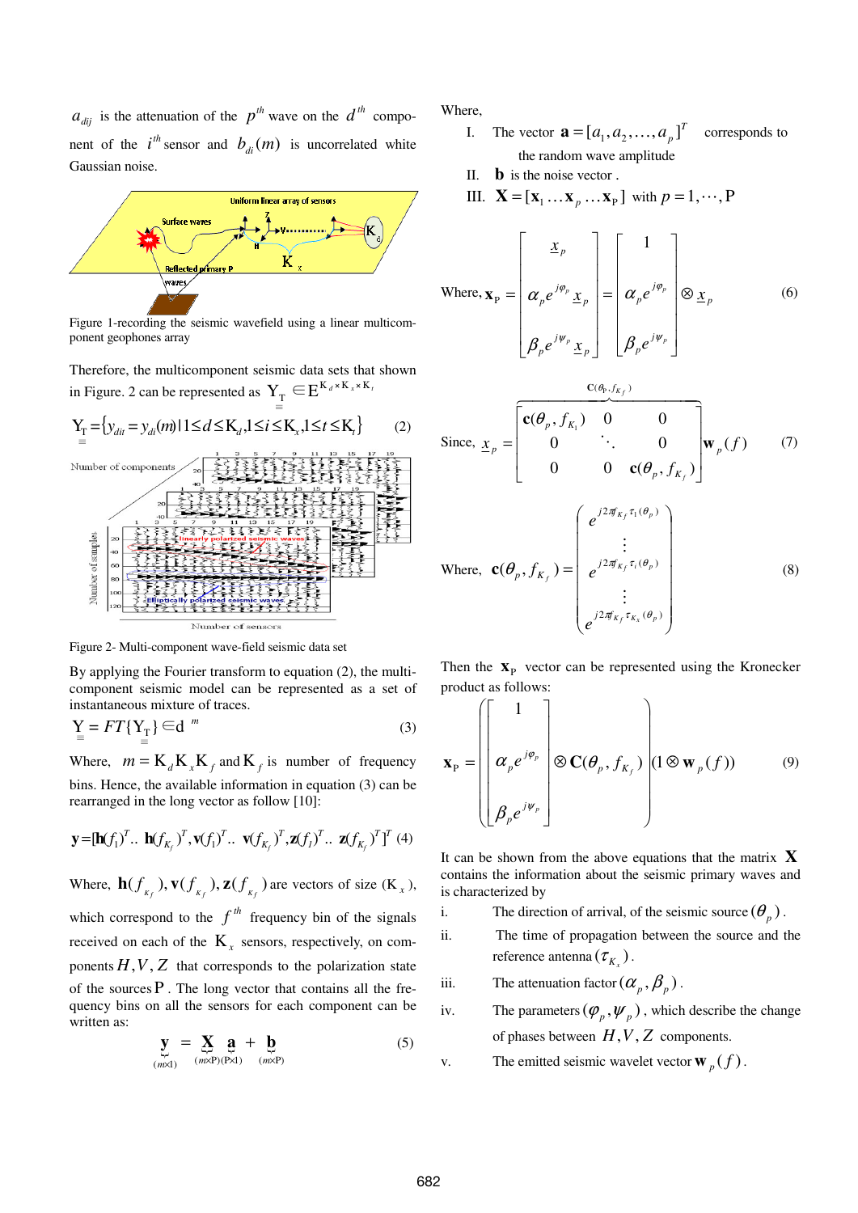$a_{dij}$ is the attenuation of the $p^{th}$ wave on the $d^{th}$ component of the $i^{th}$ sensor and $b_{di}(m)$ is uncorrelated white Gaussian noise.

Figure 1-recording the seismic wavefield using a linear multicomponent geophones array

Therefore, the multicomponent seismic data sets that shown in Figure. 2 can be represented as $\underline{\underline{\mathrm{Y}}}_{\mathrm{T}} \in \mathrm{E}^{\mathrm{K}_d \times \mathrm{K}_x \times \mathrm{K}_t}$

$$\underline{\underline{\mathrm{Y}}}_{\mathrm{T}} = \{ y_{dit} = y_{di}(m) \mid 1 \le d \le \mathrm{K}_d, 1 \le i \le \mathrm{K}_x, 1 \le t \le \mathrm{K}_t \} \quad (2)$$

Figure 2- Multi-component wave-field seismic data set

By applying the Fourier transform to equation (2), the multicomponent seismic model can be represented as a set of instantaneous mixture of traces.

$$\underline{\underline{\mathrm{Y}}} = FT\{\underline{\underline{\mathrm{Y}}}_{\mathrm{T}}\} \in \mathrm{d}^{\,m} \quad (3)$$

Where, $m = \mathrm{K}_d \mathrm{K}_x \mathrm{K}_f$ and $\mathrm{K}_f$ is number of frequency bins. Hence, the available information in equation (3) can be rearranged in the long vector as follow [10]:

$$\mathbf{y} = [\mathbf{h}(f_1)^T .. \ \mathbf{h}(f_{K_f})^T, \mathbf{v}(f_1)^T .. \ \mathbf{v}(f_{K_f})^T, \mathbf{z}(f_1)^T .. \ \mathbf{z}(f_{K_f})^T]^T \quad (4)$$

Where, $\mathbf{h}(f_{K_f}), \mathbf{v}(f_{K_f}), \mathbf{z}(f_{K_f})$ are vectors of size $(\mathrm{K}_x)$, which correspond to the $f^{th}$ frequency bin of the signals received on each of the $\mathrm{K}_x$ sensors, respectively, on components $H, V, Z$ that corresponds to the polarization state of the sources $\mathrm{P}$. The long vector that contains all the frequency bins on all the sensors for each component can be written as:

$$\underbrace{\mathbf{y}}_{(m\times 1)} = \underbrace{\mathbf{X}}_{(m\times \mathrm{P})} \underbrace{\mathbf{a}}_{(\mathrm{P}\times 1)} + \underbrace{\mathbf{b}}_{(m\times \mathrm{P})} \quad (5)$$

Where,

I. The vector $\mathbf{a} = [a_1, a_2, \ldots, a_p]^T$ corresponds to the random wave amplitude

II. $\mathbf{b}$ is the noise vector .

III. $\mathbf{X} = [\mathbf{x}_1 \ldots \mathbf{x}_p \ldots \mathbf{x}_{\mathrm{P}}]$ with $p = 1, \cdots, \mathrm{P}$

$$\text{Where, } \mathbf{x}_{\mathrm{P}} = \begin{bmatrix} \underline{x}_p \\ \alpha_p e^{j\varphi_p} \underline{x}_p \\ \beta_p e^{j\psi_p} \underline{x}_p \end{bmatrix} = \begin{bmatrix} 1 \\ \alpha_p e^{j\varphi_p} \\ \beta_p e^{j\psi_p} \end{bmatrix} \otimes \underline{x}_p \quad (6)$$

$$\text{Since, } \underline{x}_p = \overbrace{\begin{bmatrix} \mathbf{c}(\theta_p, f_{K_1}) & 0 & 0 \\ 0 & \ddots & 0 \\ 0 & 0 & \mathbf{c}(\theta_p, f_{K_f}) \end{bmatrix}}^{\mathbf{C}(\theta_p, f_{K_f})} \mathbf{w}_p(f) \quad (7)$$

$$\text{Where, } \mathbf{c}(\theta_p, f_{K_f}) = \begin{pmatrix} e^{j2\pi f_{K_f}\tau_1(\theta_p)} \\ \vdots \\ e^{j2\pi f_{K_f}\tau_i(\theta_p)} \\ \vdots \\ e^{j2\pi f_{K_f}\tau_{K_x}(\theta_p)} \end{pmatrix} \quad (8)$$

Then the $\mathbf{x}_{\mathrm{P}}$ vector can be represented using the Kronecker product as follows:

$$\mathbf{x}_{\mathrm{P}} = \left( \begin{bmatrix} 1 \\ \alpha_p e^{j\varphi_p} \\ \beta_p e^{j\psi_p} \end{bmatrix} \otimes \mathbf{C}(\theta_p, f_{K_f}) \right) (1 \otimes \mathbf{w}_p(f)) \quad (9)$$

It can be shown from the above equations that the matrix $\mathbf{X}$ contains the information about the seismic primary waves and is characterized by

i. The direction of arrival, of the seismic source $(\theta_p)$.

ii. The time of propagation between the source and the reference antenna $(\tau_{K_x})$.

iii. The attenuation factor $(\alpha_p, \beta_p)$.

iv. The parameters $(\varphi_p, \psi_p)$, which describe the change of phases between $H, V, Z$ components.

v. The emitted seismic wavelet vector $\mathbf{w}_p(f)$.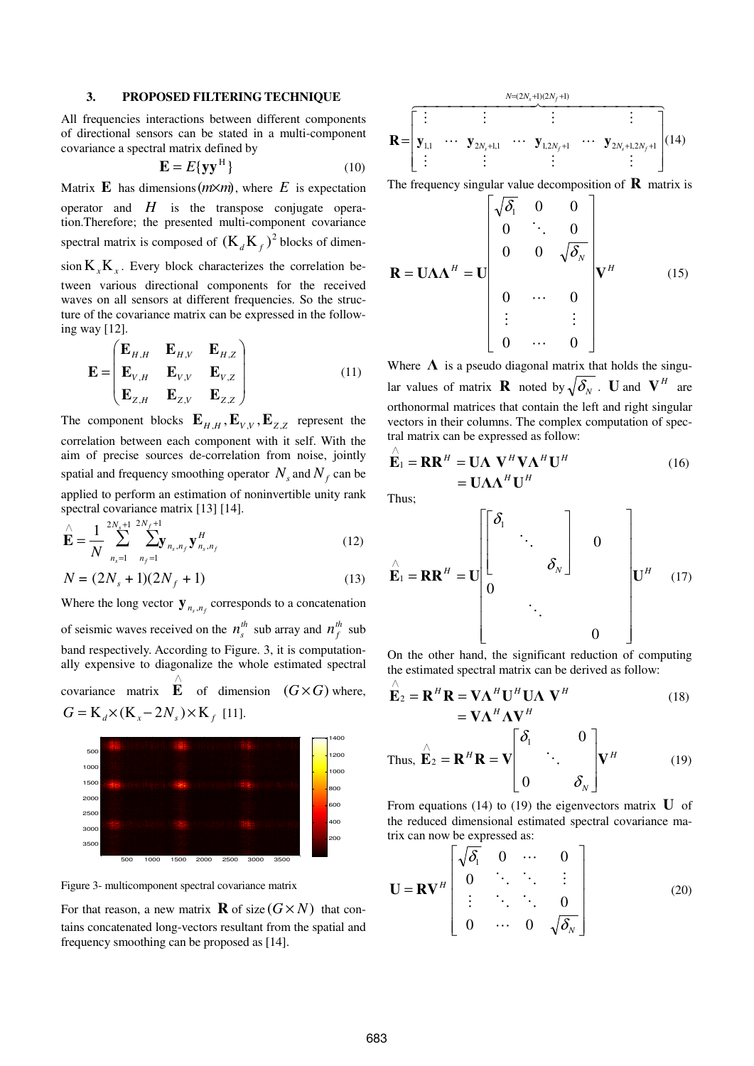### 3. PROPOSED FILTERING TECHNIQUE

All frequencies interactions between different components of directional sensors can be stated in a multi-component covariance a spectral matrix defined by

$$\mathbf{E} = E\{\mathbf{y}\mathbf{y}^{\mathrm{H}}\} \tag{10}$$

Matrix $\mathbf{E}$ has dimensions $(m \times m)$, where $E$ is expectation operator and $H$ is the transpose conjugate operation.Therefore; the presented multi-component covariance spectral matrix is composed of $(\mathrm{K}_d \mathrm{K}_f)^2$ blocks of dimension $\mathrm{K}_x \mathrm{K}_x$. Every block characterizes the correlation between various directional components for the received waves on all sensors at different frequencies. So the structure of the covariance matrix can be expressed in the following way [12].

$$\mathbf{E} = \begin{pmatrix} \mathbf{E}_{H,H} & \mathbf{E}_{H,V} & \mathbf{E}_{H,Z} \\ \mathbf{E}_{V,H} & \mathbf{E}_{V,V} & \mathbf{E}_{V,Z} \\ \mathbf{E}_{Z,H} & \mathbf{E}_{Z,V} & \mathbf{E}_{Z,Z} \end{pmatrix} \tag{11}$$

The component blocks $\mathbf{E}_{H,H}, \mathbf{E}_{V,V}, \mathbf{E}_{Z,Z}$ represent the correlation between each component with it self. With the aim of precise sources de-correlation from noise, jointly spatial and frequency smoothing operator $N_s$ and $N_f$ can be applied to perform an estimation of noninvertible unity rank spectral covariance matrix [13] [14].

$$\hat{\mathbf{E}} = \frac{1}{N} \sum_{n_s=1}^{2N_s+1} \sum_{n_f=1}^{2N_f+1} \mathbf{y}_{n_s,n_f} \mathbf{y}_{n_s,n_f}^{H} \tag{12}$$

$$N = (2N_s + 1)(2N_f + 1) \tag{13}$$

Where the long vector $\mathbf{y}_{n_s,n_f}$ corresponds to a concatenation of seismic waves received on the $n_s^{th}$ sub array and $n_f^{th}$ sub band respectively. According to Figure. 3, it is computationally expensive to diagonalize the whole estimated spectral covariance matrix $\hat{\mathbf{E}}$ of dimension $(G \times G)$ where, $G = \mathrm{K}_d \times (\mathrm{K}_x - 2N_s) \times \mathrm{K}_f$ [11].

Figure 3- multicomponent spectral covariance matrix

For that reason, a new matrix $\mathbf{R}$ of size $(G \times N)$ that contains concatenated long-vectors resultant from the spatial and frequency smoothing can be proposed as [14].

$$\mathbf{R} = \overbrace{\begin{bmatrix} \vdots & & \vdots & & \vdots & & \vdots \\ \mathbf{y}_{1,1} & \cdots & \mathbf{y}_{2N_s+1,1} & \cdots & \mathbf{y}_{1,2N_f+1} & \cdots & \mathbf{y}_{2N_s+1,2N_f+1} \\ \vdots & & \vdots & & \vdots & & \vdots \end{bmatrix}}^{N=(2N_s+1)(2N_f+1)} \tag{14}$$

The frequency singular value decomposition of $\mathbf{R}$ matrix is

$$\mathbf{R} = \mathbf{U}\mathbf{\Lambda}\mathbf{\Lambda}^{H} = \mathbf{U} \begin{bmatrix} \sqrt{\delta_1} & 0 & 0 \\ 0 & \ddots & 0 \\ 0 & 0 & \sqrt{\delta_N} \\ & & \\ 0 & \cdots & 0 \\ \vdots & & \vdots \\ 0 & \cdots & 0 \end{bmatrix} \mathbf{V}^{H} \tag{15}$$

Where $\mathbf{\Lambda}$ is a pseudo diagonal matrix that holds the singular values of matrix $\mathbf{R}$ noted by $\sqrt{\delta_N}$. $\mathbf{U}$ and $\mathbf{V}^{H}$ are orthonormal matrices that contain the left and right singular vectors in their columns. The complex computation of spectral matrix can be expressed as follow:

$$\begin{aligned} \hat{\mathbf{E}}_1 = \mathbf{R}\mathbf{R}^{H} &= \mathbf{U}\mathbf{\Lambda}\ \mathbf{V}^{H}\mathbf{V}\mathbf{\Lambda}^{H}\mathbf{U}^{H} \\ &= \mathbf{U}\mathbf{\Lambda}\mathbf{\Lambda}^{H}\mathbf{U}^{H} \end{aligned} \tag{16}$$

Thus;

$$\hat{\mathbf{E}}_1 = \mathbf{R}\mathbf{R}^{H} = \mathbf{U} \begin{bmatrix} \begin{bmatrix} \delta_1 & & \\ & \ddots & \\ & & \delta_N \end{bmatrix} & 0 \\ 0 & \begin{matrix} \ddots & \\ & 0 \end{matrix} \end{bmatrix} \mathbf{U}^{H} \tag{17}$$

On the other hand, the significant reduction of computing the estimated spectral matrix can be derived as follow:

$$\begin{aligned} \hat{\mathbf{E}}_2 = \mathbf{R}^{H}\mathbf{R} &= \mathbf{V}\mathbf{\Lambda}^{H}\mathbf{U}^{H}\mathbf{U}\mathbf{\Lambda}\ \mathbf{V}^{H} \\ &= \mathbf{V}\mathbf{\Lambda}^{H}\mathbf{\Lambda}\mathbf{V}^{H} \end{aligned} \tag{18}$$

Thus, $$\hat{\mathbf{E}}_2 = \mathbf{R}^{H}\mathbf{R} = \mathbf{V} \begin{bmatrix} \delta_1 & & 0 \\ & \ddots & \\ 0 & & \delta_N \end{bmatrix} \mathbf{V}^{H} \tag{19}$$

From equations (14) to (19) the eigenvectors matrix $\mathbf{U}$ of the reduced dimensional estimated spectral covariance matrix can now be expressed as:

$$\mathbf{U} = \mathbf{R}\mathbf{V}^{H} \begin{bmatrix} \sqrt{\delta_1} & 0 & \cdots & 0 \\ 0 & \ddots & \ddots & \vdots \\ \vdots & \ddots & \ddots & 0 \\ 0 & \cdots & 0 & \sqrt{\delta_N} \end{bmatrix} \tag{20}$$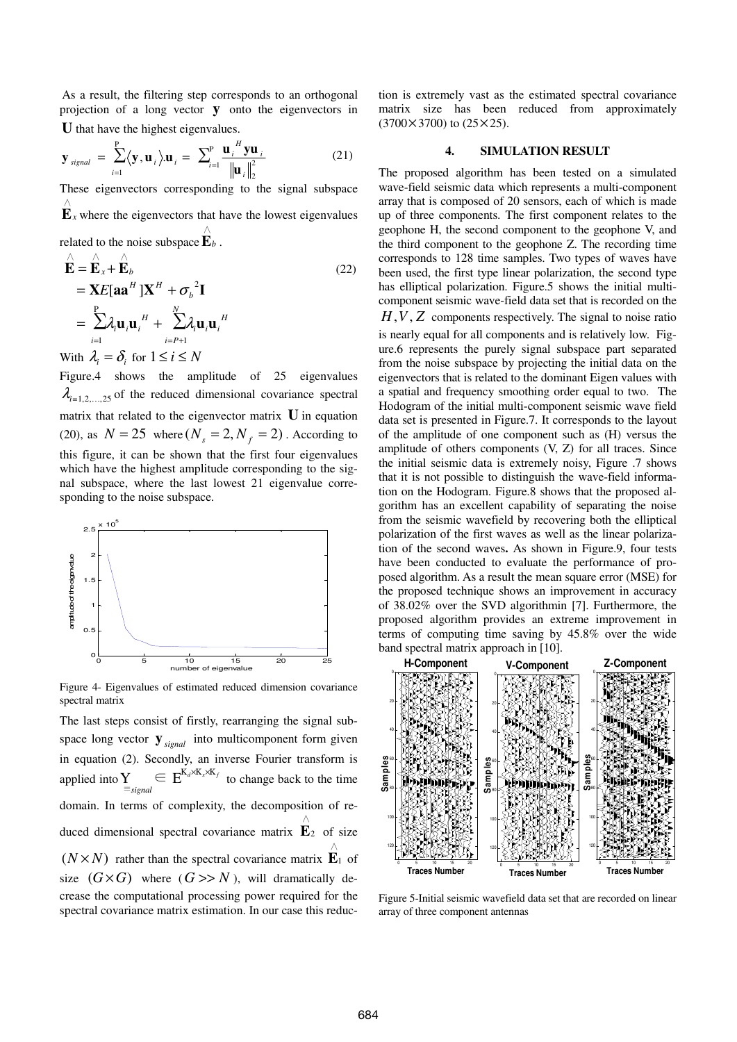As a result, the filtering step corresponds to an orthogonal projection of a long vector $\mathbf{y}$ onto the eigenvectors in $\mathbf{U}$ that have the highest eigenvalues.

$$\mathbf{y}_{signal} = \sum_{i=1}^{P} \langle \mathbf{y}, \mathbf{u}_i \rangle . \mathbf{u}_i = \sum_{i=1}^{P} \frac{\mathbf{u}_i^H \mathbf{y} \mathbf{u}_i}{\|\mathbf{u}_i\|_2^2} \tag{21}$$

These eigenvectors corresponding to the signal subspace $\hat{\mathbf{E}}_x$ where the eigenvectors that have the lowest eigenvalues related to the noise subspace $\hat{\mathbf{E}}_b$.

$$\begin{aligned}\hat{\mathbf{E}} &= \hat{\mathbf{E}}_x + \hat{\mathbf{E}}_b \\ &= \mathbf{X}E[\mathbf{a}\mathbf{a}^H]\mathbf{X}^H + \sigma_b^2 \mathbf{I} \\ &= \sum_{i=1}^{P} \lambda_i \mathbf{u}_i \mathbf{u}_i^H + \sum_{i=P+1}^{N} \lambda_i \mathbf{u}_i \mathbf{u}_i^H\end{aligned} \tag{22}$$

With $\lambda_i = \delta_i$ for $1 \le i \le N$

Figure.4 shows the amplitude of 25 eigenvalues $\lambda_{i=1,2,\ldots,25}$ of the reduced dimensional covariance spectral matrix that related to the eigenvector matrix $\mathbf{U}$ in equation (20), as $N = 25$ where $(N_s = 2, N_f = 2)$. According to this figure, it can be shown that the first four eigenvalues which have the highest amplitude corresponding to the signal subspace, where the last lowest 21 eigenvalue corresponding to the noise subspace.

Figure 4- Eigenvalues of estimated reduced dimension covariance spectral matrix

The last steps consist of firstly, rearranging the signal subspace long vector $\mathbf{y}_{signal}$ into multicomponent form given in equation (2). Secondly, an inverse Fourier transform is applied into $\underline{\underline{\mathbf{Y}}}_{signal} \in \mathrm{E}^{K_d \times K_x \times K_f}$ to change back to the time domain. In terms of complexity, the decomposition of reduced dimensional spectral covariance matrix $\hat{\mathbf{E}}_2$ of size $(N \times N)$ rather than the spectral covariance matrix $\hat{\mathbf{E}}_1$ of size $(G \times G)$ where $(G >> N)$, will dramatically decrease the computational processing power required for the spectral covariance matrix estimation. In our case this reduction is extremely vast as the estimated spectral covariance matrix size has been reduced from approximately (3700×3700) to (25×25).

## 4. SIMULATION RESULT

The proposed algorithm has been tested on a simulated wave-field seismic data which represents a multi-component array that is composed of 20 sensors, each of which is made up of three components. The first component relates to the geophone H, the second component to the geophone V, and the third component to the geophone Z. The recording time corresponds to 128 time samples. Two types of waves have been used, the first type linear polarization, the second type has elliptical polarization. Figure.5 shows the initial multi-component seismic wave-field data set that is recorded on the $H, V, Z$ components respectively. The signal to noise ratio is nearly equal for all components and is relatively low. Figure.6 represents the purely signal subspace part separated from the noise subspace by projecting the initial data on the eigenvectors that is related to the dominant Eigen values with a spatial and frequency smoothing order equal to two. The Hodogram of the initial multi-component seismic wave field data set is presented in Figure.7. It corresponds to the layout of the amplitude of one component such as (H) versus the amplitude of others components (V, Z) for all traces. Since the initial seismic data is extremely noisy, Figure .7 shows that it is not possible to distinguish the wave-field information on the Hodogram. Figure.8 shows that the proposed algorithm has an excellent capability of separating the noise from the seismic wavefield by recovering both the elliptical polarization of the first waves as well as the linear polarization of the second waves. As shown in Figure.9, four tests have been conducted to evaluate the performance of proposed algorithm. As a result the mean square error (MSE) for the proposed technique shows an improvement in accuracy of 38.02% over the SVD algorithmin [7]. Furthermore, the proposed algorithm provides an extreme improvement in terms of computing time saving by 45.8% over the wide band spectral matrix approach in [10].

Figure 5-Initial seismic wavefield data set that are recorded on linear array of three component antennas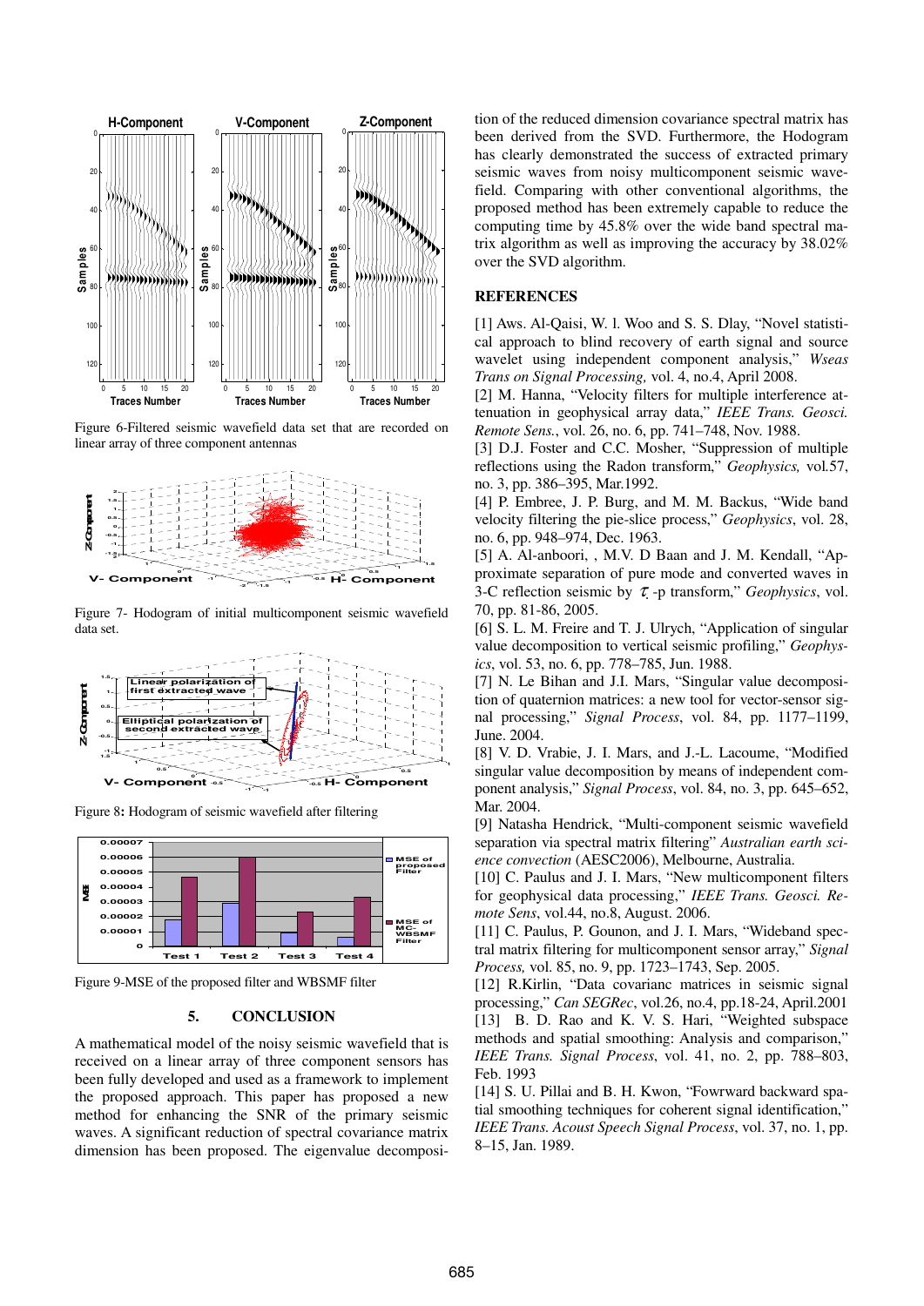H-Component V-Component Z-Component

0 20 40 60 80 100 120

Samples

0 5 10 15 20

Traces Number

Figure 6-Filtered seismic wavefield data set that are recorded on linear array of three component antennas

Z-Component

V- Component H- Component

Figure 7- Hodogram of initial multicomponent seismic wavefield data set.

Linear polarization of first extracted wave

Elliptical polarization of second extracted wave

Z-Component

V- Component H- Component

Figure 8: Hodogram of seismic wavefield after filtering

MSE

0.00007
0.00006
0.00005
0.00004
0.00003
0.00002
0.00001
0

Test 1 Test 2 Test 3 Test 4

MSE of proposed Filter

MSE of MC-WBSMF Filter

Figure 9-MSE of the proposed filter and WBSMF filter

## 5. CONCLUSION

A mathematical model of the noisy seismic wavefield that is received on a linear array of three component sensors has been fully developed and used as a framework to implement the proposed approach. This paper has proposed a new method for enhancing the SNR of the primary seismic waves. A significant reduction of spectral covariance matrix dimension has been proposed. The eigenvalue decomposition of the reduced dimension covariance spectral matrix has been derived from the SVD. Furthermore, the Hodogram has clearly demonstrated the success of extracted primary seismic waves from noisy multicomponent seismic wavefield. Comparing with other conventional algorithms, the proposed method has been extremely capable to reduce the computing time by 45.8% over the wide band spectral matrix algorithm as well as improving the accuracy by 38.02% over the SVD algorithm.

## REFERENCES

[1] Aws. Al-Qaisi, W. l. Woo and S. S. Dlay, “Novel statistical approach to blind recovery of earth signal and source wavelet using independent component analysis,” *Wseas Trans on Signal Processing,* vol. 4, no.4, April 2008.

[2] M. Hanna, “Velocity filters for multiple interference attenuation in geophysical array data,” *IEEE Trans. Geosci. Remote Sens.*, vol. 26, no. 6, pp. 741–748, Nov. 1988.

[3] D.J. Foster and C.C. Mosher, “Suppression of multiple reflections using the Radon transform,” *Geophysics,* vol.57, no. 3, pp. 386–395, Mar.1992.

[4] P. Embree, J. P. Burg, and M. M. Backus, “Wide band velocity filtering the pie-slice process,” *Geophysics*, vol. 28, no. 6, pp. 948–974, Dec. 1963.

[5] A. Al-anboori, , M.V. D Baan and J. M. Kendall, “Approximate separation of pure mode and converted waves in 3-C reflection seismic by $\tau$ -p transform,” *Geophysics*, vol. 70, pp. 81-86, 2005.

[6] S. L. M. Freire and T. J. Ulrych, “Application of singular value decomposition to vertical seismic profiling,” *Geophysics*, vol. 53, no. 6, pp. 778–785, Jun. 1988.

[7] N. Le Bihan and J.I. Mars, “Singular value decomposition of quaternion matrices: a new tool for vector-sensor signal processing,” *Signal Process*, vol. 84, pp. 1177–1199, June. 2004.

[8] V. D. Vrabie, J. I. Mars, and J.-L. Lacoume, “Modified singular value decomposition by means of independent component analysis,” *Signal Process*, vol. 84, no. 3, pp. 645–652, Mar. 2004.

[9] Natasha Hendrick, “Multi-component seismic wavefield separation via spectral matrix filtering” *Australian earth science convection* (AESC2006), Melbourne, Australia.

[10] C. Paulus and J. I. Mars, “New multicomponent filters for geophysical data processing,” *IEEE Trans. Geosci. Remote Sens*, vol.44, no.8, August. 2006.

[11] C. Paulus, P. Gounon, and J. I. Mars, “Wideband spectral matrix filtering for multicomponent sensor array,” *Signal Process,* vol. 85, no. 9, pp. 1723–1743, Sep. 2005.

[12] R.Kirlin, “Data covarianc matrices in seismic signal processing,” *Can SEGRec*, vol.26, no.4, pp.18-24, April.2001

[13] B. D. Rao and K. V. S. Hari, “Weighted subspace methods and spatial smoothing: Analysis and comparison,” *IEEE Trans. Signal Process*, vol. 41, no. 2, pp. 788–803, Feb. 1993

[14] S. U. Pillai and B. H. Kwon, “Fowrward backward spatial smoothing techniques for coherent signal identification,” *IEEE Trans. Acoust Speech Signal Process*, vol. 37, no. 1, pp. 8–15, Jan. 1989.